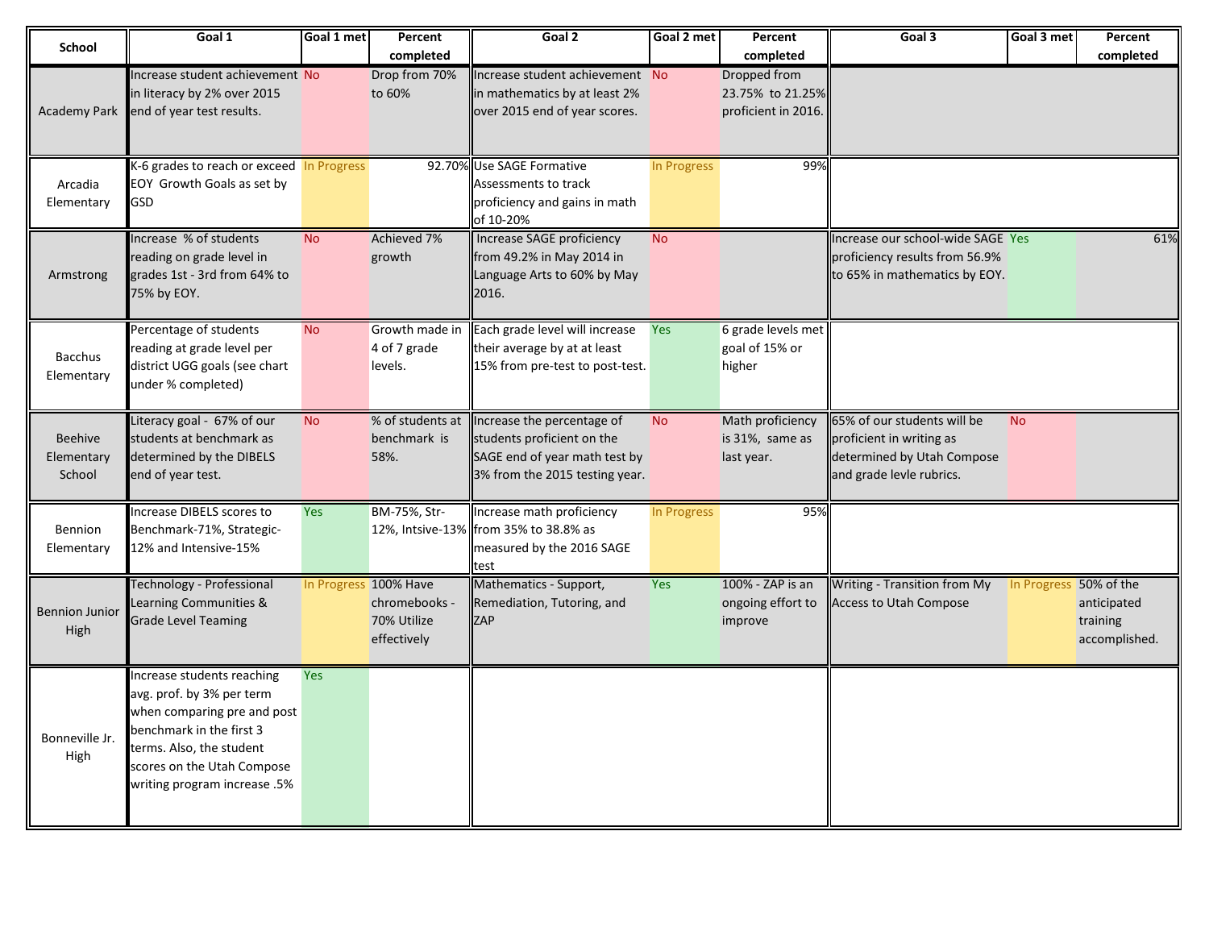| School | Goal 1 | Goal 1 met | Percent completed | Goal 2 | Goal 2 met | Percent completed | Goal 3 | Goal 3 met | Percent completed |
|---|---|---|---|---|---|---|---|---|---|
| Academy Park | Increase student achievement in literacy by 2% over 2015 end of year test results. | No | Drop from 70% to 60% | Increase student achievement in mathematics by at least 2% over 2015 end of year scores. | No | Dropped from 23.75% to 21.25% proficient in 2016. | | | |
| Arcadia Elementary | K-6 grades to reach or exceed EOY Growth Goals as set by GSD | In Progress | 92.70% | Use SAGE Formative Assessments to track proficiency and gains in math of 10-20% | In Progress | 99% | | | |
| Armstrong | Increase % of students reading on grade level in grades 1st - 3rd from 64% to 75% by EOY. | No | Achieved 7% growth | Increase SAGE proficiency from 49.2% in May 2014 in Language Arts to 60% by May 2016. | No | | Increase our school-wide SAGE proficiency results from 56.9% to 65% in mathematics by EOY. | Yes | 61% |
| Bacchus Elementary | Percentage of students reading at grade level per district UGG goals (see chart under % completed) | No | Growth made in 4 of 7 grade levels. | Each grade level will increase their average by at at least 15% from pre-test to post-test. | Yes | 6 grade levels met goal of 15% or higher | | | |
| Beehive Elementary School | Literacy goal - 67% of our students at benchmark as determined by the DIBELS end of year test. | No | % of students at benchmark is 58%. | Increase the percentage of students proficient on the SAGE end of year math test by 3% from the 2015 testing year. | No | Math proficiency is 31%, same as last year. | 65% of our students will be proficient in writing as determined by Utah Compose and grade levle rubrics. | No | |
| Bennion Elementary | Increase DIBELS scores to Benchmark-71%, Strategic-12% and Intensive-15% | Yes | BM-75%, Str-12%, Intsive-13% | Increase math proficiency from 35% to 38.8% as measured by the 2016 SAGE test | In Progress | 95% | | | |
| Bennion Junior High | Technology - Professional Learning Communities & Grade Level Teaming | In Progress | 100% Have chromebooks - 70% Utilize effectively | Mathematics - Support, Remediation, Tutoring, and ZAP | Yes | 100% - ZAP is an ongoing effort to improve | Writing - Transition from My Access to Utah Compose | In Progress | 50% of the anticipated training accomplished. |
| Bonneville Jr. High | Increase students reaching avg. prof. by 3% per term when comparing pre and post benchmark in the first 3 terms. Also, the student scores on the Utah Compose writing program increase .5% | Yes | | | | | | | |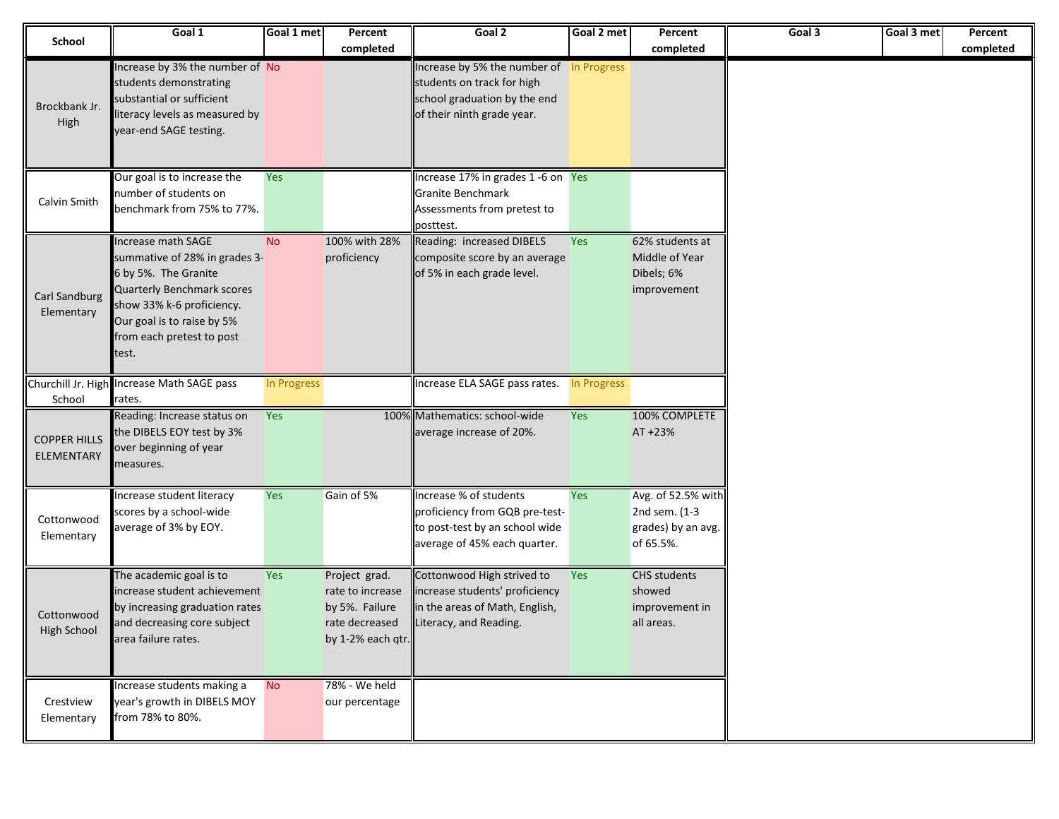| School | Goal 1 | Goal 1 met | Percent completed | Goal 2 | Goal 2 met | Percent completed | Goal 3 | Goal 3 met | Percent completed |
|---|---|---|---|---|---|---|---|---|---|
| Brockbank Jr. High | Increase by 3% the number of students demonstrating substantial or sufficient literacy levels as measured by year-end SAGE testing. | No | | Increase by 5% the number of students on track for high school graduation by the end of their ninth grade year. | In Progress | | | | |
| Calvin Smith | Our goal is to increase the number of students on benchmark from 75% to 77%. | Yes | | Increase 17% in grades 1 -6 on Granite Benchmark Assessments from pretest to posttest. | Yes | | | | |
| Carl Sandburg Elementary | Increase math SAGE summative of 28% in grades 3-6 by 5%. The Granite Quarterly Benchmark scores show 33% k-6 proficiency. Our goal is to raise by 5% from each pretest to post test. | No | 100% with 28% proficiency | Reading: increased DIBELS composite score by an average of 5% in each grade level. | Yes | 62% students at Middle of Year Dibels; 6% improvement | | | |
| Churchill Jr. High School | Increase Math SAGE pass rates. | In Progress | | Increase ELA SAGE pass rates. | In Progress | | | | |
| COPPER HILLS ELEMENTARY | Reading: Increase status on the DIBELS EOY test by 3% over beginning of year measures. | Yes | 100% | Mathematics: school-wide average increase of 20%. | Yes | 100% COMPLETE AT +23% | | | |
| Cottonwood Elementary | Increase student literacy scores by a school-wide average of 3% by EOY. | Yes | Gain of 5% | Increase % of students proficiency from GQB pre-test-to post-test by an school wide average of 45% each quarter. | Yes | Avg. of 52.5% with 2nd sem. (1-3 grades) by an avg. of 65.5%. | | | |
| Cottonwood High School | The academic goal is to increase student achievement by increasing graduation rates and decreasing core subject area failure rates. | Yes | Project grad. rate to increase by 5%. Failure rate decreased by 1-2% each qtr. | Cottonwood High strived to increase students' proficiency in the areas of Math, English, Literacy, and Reading. | Yes | CHS students showed improvement in all areas. | | | |
| Crestview Elementary | Increase students making a year's growth in DIBELS MOY from 78% to 80%. | No | 78% - We held our percentage | | | | | | |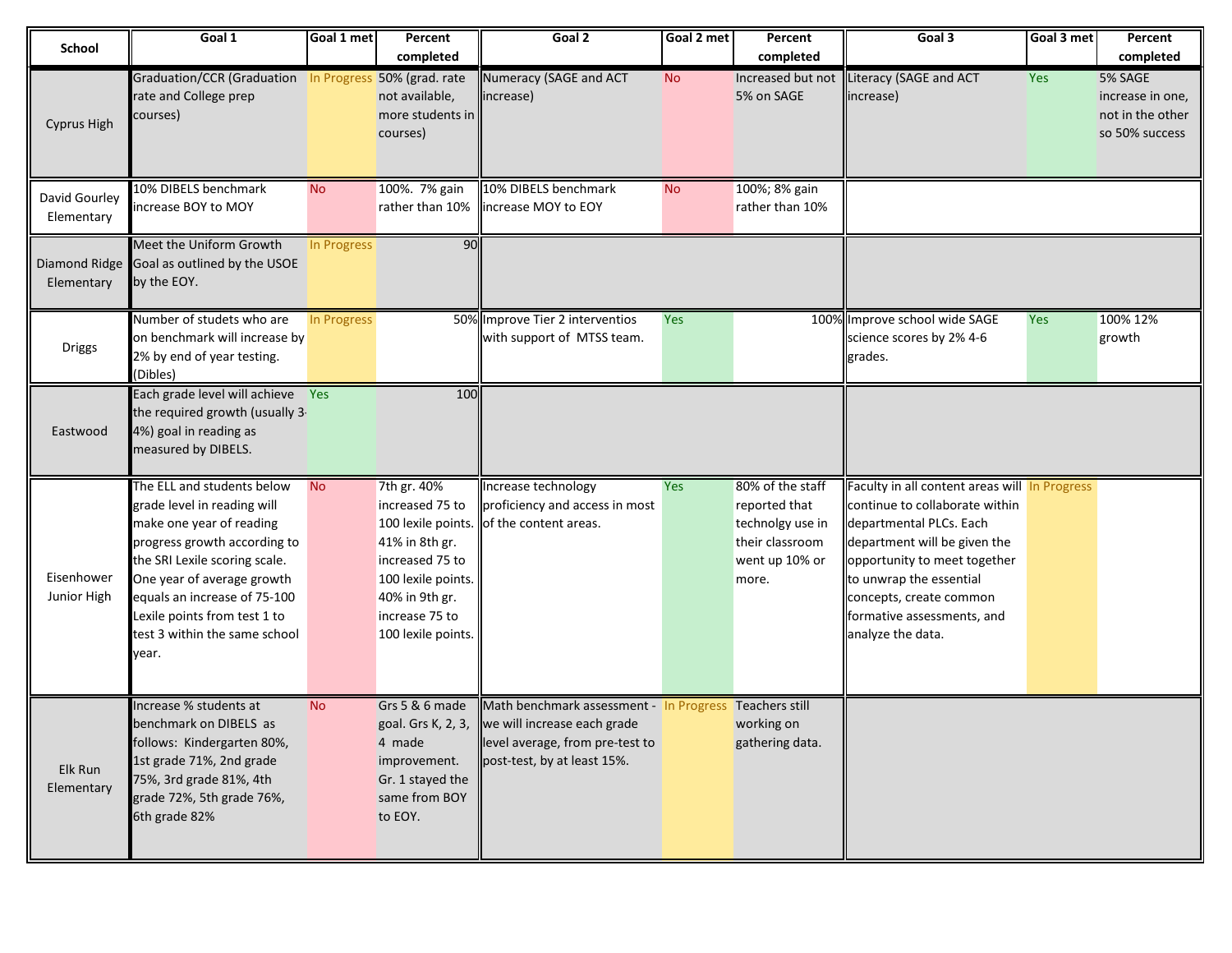| School | Goal 1 | Goal 1 met | Percent completed | Goal 2 | Goal 2 met | Percent completed | Goal 3 | Goal 3 met | Percent completed |
|---|---|---|---|---|---|---|---|---|---|
| Cyprus High | Graduation/CCR (Graduation rate and College prep courses) | In Progress | 50% (grad. rate not available, more students in courses) | Numeracy (SAGE and ACT increase) | No | Increased but not 5% on SAGE | Literacy (SAGE and ACT increase) | Yes | 5% SAGE increase in one, not in the other so 50% success |
| David Gourley Elementary | 10% DIBELS benchmark increase BOY to MOY | No | 100%. 7% gain rather than 10% | 10% DIBELS benchmark increase MOY to EOY | No | 100%; 8% gain rather than 10% | | | |
| Diamond Ridge Elementary | Meet the Uniform Growth Goal as outlined by the USOE by the EOY. | In Progress | 90 | | | | | | |
| Driggs | Number of studets who are on benchmark will increase by 2% by end of year testing. (Dibles) | In Progress | 50% | Improve Tier 2 interventios with support of MTSS team. | Yes | 100% | Improve school wide SAGE science scores by 2% 4-6 grades. | Yes | 100% 12% growth |
| Eastwood | Each grade level will achieve the required growth (usually 3-4%) goal in reading as measured by DIBELS. | Yes | 100 | | | | | | |
| Eisenhower Junior High | The ELL and students below grade level in reading will make one year of reading progress growth according to the SRI Lexile scoring scale. One year of average growth equals an increase of 75-100 Lexile points from test 1 to test 3 within the same school year. | No | 7th gr. 40% increased 75 to 100 lexile points. 41% in 8th gr. increased 75 to 100 lexile points. 40% in 9th gr. increase 75 to 100 lexile points. | Increase technology proficiency and access in most of the content areas. | Yes | 80% of the staff reported that technolgy use in their classroom went up 10% or more. | Faculty in all content areas will continue to collaborate within departmental PLCs. Each department will be given the opportunity to meet together to unwrap the essential concepts, create common formative assessments, and analyze the data. | In Progress | |
| Elk Run Elementary | Increase % students at benchmark on DIBELS as follows: Kindergarten 80%, 1st grade 71%, 2nd grade 75%, 3rd grade 81%, 4th grade 72%, 5th grade 76%, 6th grade 82% | No | Grs 5 & 6 made goal. Grs K, 2, 3, 4 made improvement. Gr. 1 stayed the same from BOY to EOY. | Math benchmark assessment - we will increase each grade level average, from pre-test to post-test, by at least 15%. | In Progress | Teachers still working on gathering data. | | | |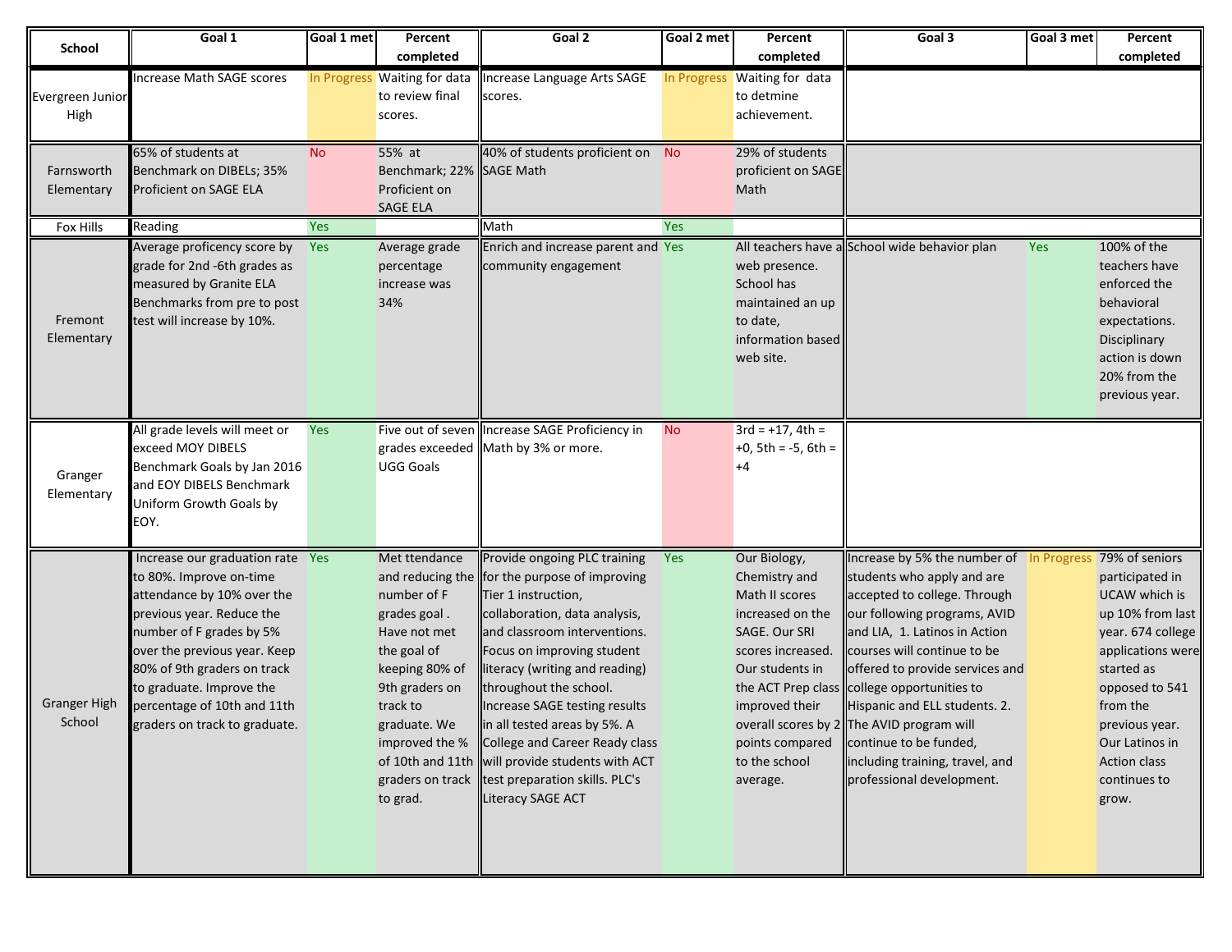| School | Goal 1 | Goal 1 met | Percent completed | Goal 2 | Goal 2 met | Percent completed | Goal 3 | Goal 3 met | Percent completed |
|---|---|---|---|---|---|---|---|---|---|
| Evergreen Junior High | Increase Math SAGE scores | In Progress | Waiting for data to review final scores. | Increase Language Arts SAGE scores. | In Progress | Waiting for data to detmine achievement. | | | |
| Farnsworth Elementary | 65% of students at Benchmark on DIBELs; 35% Proficient on SAGE ELA | No | 55% at Benchmark; 22% Proficient on SAGE ELA | 40% of students proficient on SAGE Math | No | 29% of students proficient on SAGE Math | | | |
| Fox Hills | Reading | Yes | | Math | Yes | | | | |
| Fremont Elementary | Average proficency score by grade for 2nd -6th grades as measured by Granite ELA Benchmarks from pre to post test will increase by 10%. | Yes | Average grade percentage increase was 34% | Enrich and increase parent and community engagement | Yes | All teachers have a web presence. School has maintained an up to date, information based web site. | School wide behavior plan | Yes | 100% of the teachers have enforced the behavioral expectations. Disciplinary action is down 20% from the previous year. |
| Granger Elementary | All grade levels will meet or exceed MOY DIBELS Benchmark Goals by Jan 2016 and EOY DIBELS Benchmark Uniform Growth Goals by EOY. | Yes | Five out of seven grades exceeded UGG Goals | Increase SAGE Proficiency in Math by 3% or more. | No | 3rd = +17, 4th = +0, 5th = -5, 6th = +4 | | | |
| Granger High School | Increase our graduation rate to 80%. Improve on-time attendance by 10% over the previous year. Reduce the number of F grades by 5% over the previous year. Keep 80% of 9th graders on track to graduate. Improve the percentage of 10th and 11th graders on track to graduate. | Yes | Met ttendance and reducing the number of F grades goal . Have not met the goal of keeping 80% of 9th graders on track to graduate. We improved the % of 10th and 11th graders on track to grad. | Provide ongoing PLC training for the purpose of improving Tier 1 instruction, collaboration, data analysis, and classroom interventions. Focus on improving student literacy (writing and reading) throughout the school. Increase SAGE testing results in all tested areas by 5%. A College and Career Ready class will provide students with ACT test preparation skills. PLC's Literacy SAGE ACT | Yes | Our Biology, Chemistry and Math II scores increased on the SAGE. Our SRI scores increased. Our students in the ACT Prep class improved their overall scores by 2 points compared to the school average. | Increase by 5% the number of students who apply and are accepted to college. Through our following programs, AVID and LIA, 1. Latinos in Action courses will continue to be offered to provide services and college opportunities to Hispanic and ELL students. 2. The AVID program will continue to be funded, including training, travel, and professional development. | In Progress | 79% of seniors participated in UCAW which is up 10% from last year. 674 college applications were started as opposed to 541 from the previous year. Our Latinos in Action class continues to grow. |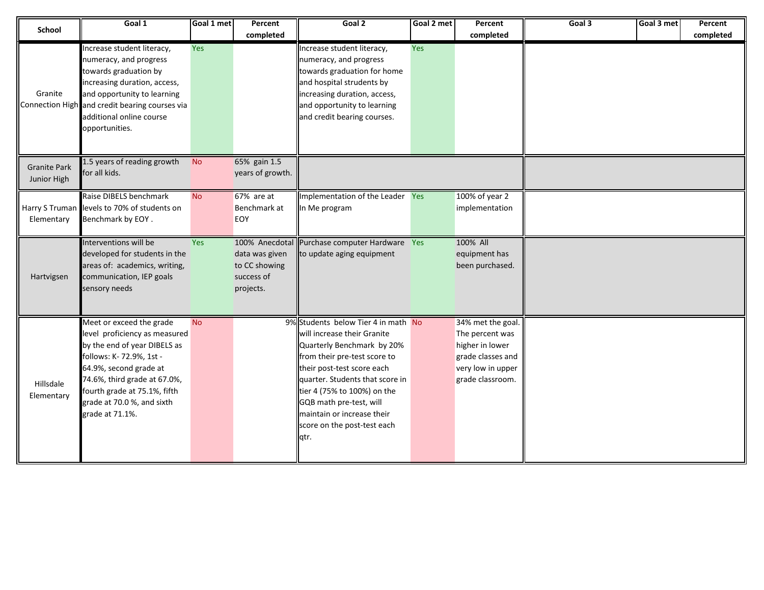| School | Goal 1 | Goal 1 met | Percent completed | Goal 2 | Goal 2 met | Percent completed | Goal 3 | Goal 3 met | Percent completed |
|---|---|---|---|---|---|---|---|---|---|
| Granite Connection High | Increase student literacy, numeracy, and progress towards graduation by increasing duration, access, and opportunity to learning and credit bearing courses via additional online course opportunities. | Yes | | Increase student literacy, numeracy, and progress towards graduation for home and hospital strudents by increasing duration, access, and opportunity to learning and credit bearing courses. | Yes | | | | |
| Granite Park Junior High | 1.5 years of reading growth for all kids. | No | 65% gain 1.5 years of growth. | | | | | | |
| Harry S Truman Elementary | Raise DIBELS benchmark levels to 70% of students on Benchmark by EOY . | No | 67% are at Benchmark at EOY | Implementation of the Leader In Me program | Yes | 100% of year 2 implementation | | | |
| Hartvigsen | Interventions will be developed for students in the areas of: academics, writing, communication, IEP goals sensory needs | Yes | 100% Anecdotal data was given to CC showing success of projects. | Purchase computer Hardware to update aging equipment | Yes | 100% All equipment has been purchased. | | | |
| Hillsdale Elementary | Meet or exceed the grade level proficiency as measured by the end of year DIBELS as follows: K- 72.9%, 1st - 64.9%, second grade at 74.6%, third grade at 67.0%, fourth grade at 75.1%, fifth grade at 70.0 %, and sixth grade at 71.1%. | No | 9% | Students below Tier 4 in math will increase their Granite Quarterly Benchmark by 20% from their pre-test score to their post-test score each quarter. Students that score in tier 4 (75% to 100%) on the GQB math pre-test, will maintain or increase their score on the post-test each qtr. | No | 34% met the goal. The percent was higher in lower grade classes and very low in upper grade classroom. | | | |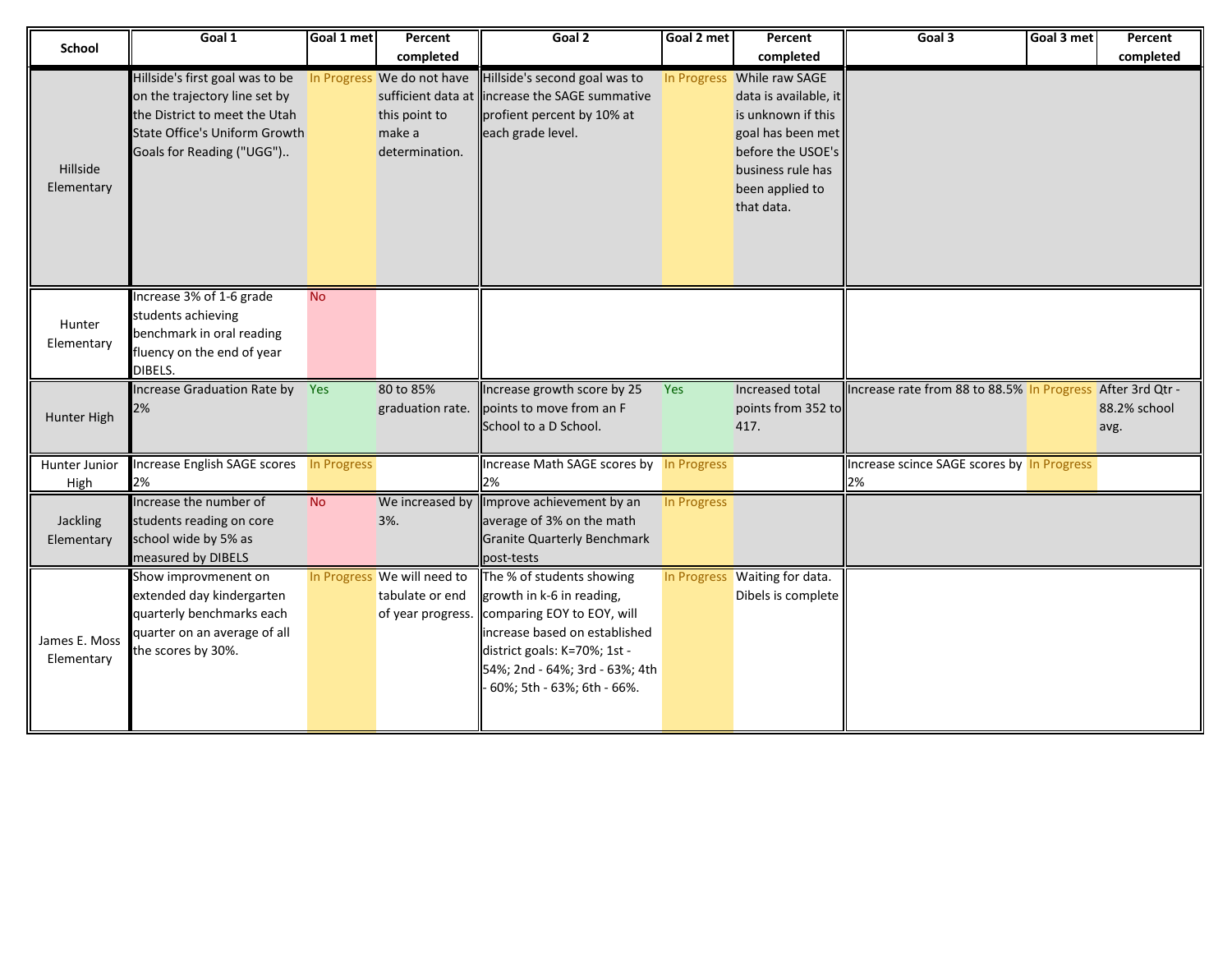| School | Goal 1 | Goal 1 met | Percent completed | Goal 2 | Goal 2 met | Percent completed | Goal 3 | Goal 3 met | Percent completed |
|---|---|---|---|---|---|---|---|---|---|
| Hillside Elementary | Hillside's first goal was to be on the trajectory line set by the District to meet the Utah State Office's Uniform Growth Goals for Reading ("UGG").. | In Progress | We do not have sufficient data at this point to make a determination. | Hillside's second goal was to increase the SAGE summative profient percent by 10% at each grade level. | In Progress | While raw SAGE data is available, it is unknown if this goal has been met before the USOE's business rule has been applied to that data. | | | |
| Hunter Elementary | Increase 3% of 1-6 grade students achieving benchmark in oral reading fluency on the end of year DIBELS. | No | | | | | | | |
| Hunter High | Increase Graduation Rate by 2% | Yes | 80 to 85% graduation rate. | Increase growth score by 25 points to move from an F School to a D School. | Yes | Increased total points from 352 to 417. | Increase rate from 88 to 88.5% | In Progress | After 3rd Qtr - 88.2% school avg. |
| Hunter Junior High | Increase English SAGE scores 2% | In Progress | | Increase Math SAGE scores by 2% | In Progress | | Increase scince SAGE scores by 2% | In Progress | |
| Jackling Elementary | Increase the number of students reading on core school wide by 5% as measured by DIBELS | No | We increased by 3%. | Improve achievement by an average of 3% on the math Granite Quarterly Benchmark post-tests | In Progress | | | | |
| James E. Moss Elementary | Show improvmenent on extended day kindergarten quarterly benchmarks each quarter on an average of all the scores by 30%. | In Progress | We will need to tabulate or end of year progress. | The % of students showing growth in k-6 in reading, comparing EOY to EOY, will increase based on established district goals: K=70%; 1st - 54%; 2nd - 64%; 3rd - 63%; 4th - 60%; 5th - 63%; 6th - 66%. | In Progress | Waiting for data. Dibels is complete | | | |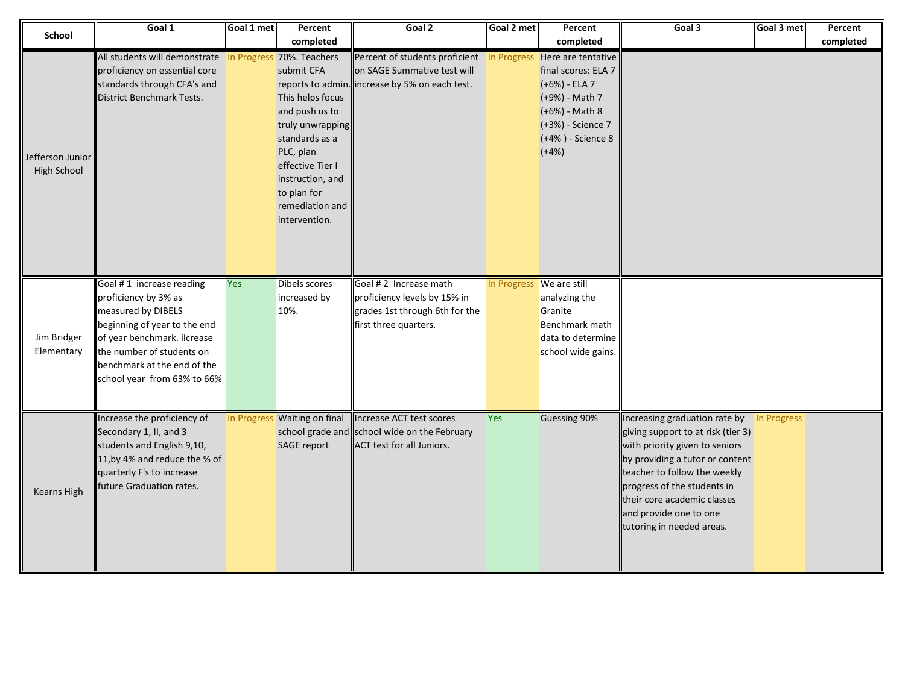| School | Goal 1 | Goal 1 met | Percent completed | Goal 2 | Goal 2 met | Percent completed | Goal 3 | Goal 3 met | Percent completed |
|---|---|---|---|---|---|---|---|---|---|
| Jefferson Junior High School | All students will demonstrate proficiency on essential core standards through CFA's and District Benchmark Tests. | In Progress | 70%. Teachers submit CFA reports to admin. This helps focus and push us to truly unwrapping standards as a PLC, plan effective Tier I instruction, and to plan for remediation and intervention. | Percent of students proficient on SAGE Summative test will increase by 5% on each test. | In Progress | Here are tentative final scores: ELA 7 (+6%) - ELA 7 (+9%) - Math 7 (+6%) - Math 8 (+3%) - Science 7 (+4% ) - Science 8 (+4%) | | | |
| Jim Bridger Elementary | Goal # 1 increase reading proficiency by 3% as measured by DIBELS beginning of year to the end of year benchmark. iIcrease the number of students on benchmark at the end of the school year from 63% to 66% | Yes | Dibels scores increased by 10%. | Goal # 2 Increase math proficiency levels by 15% in grades 1st through 6th for the first three quarters. | In Progress | We are still analyzing the Granite Benchmark math data to determine school wide gains. | | | |
| Kearns High | Increase the proficiency of Secondary 1, II, and 3 students and English 9,10, 11,by 4% and reduce the % of quarterly F's to increase future Graduation rates. | In Progress | Waiting on final school grade and SAGE report | Increase ACT test scores school wide on the February ACT test for all Juniors. | Yes | Guessing 90% | Increasing graduation rate by giving support to at risk (tier 3) with priority given to seniors by providing a tutor or content teacher to follow the weekly progress of the students in their core academic classes and provide one to one tutoring in needed areas. | In Progress | |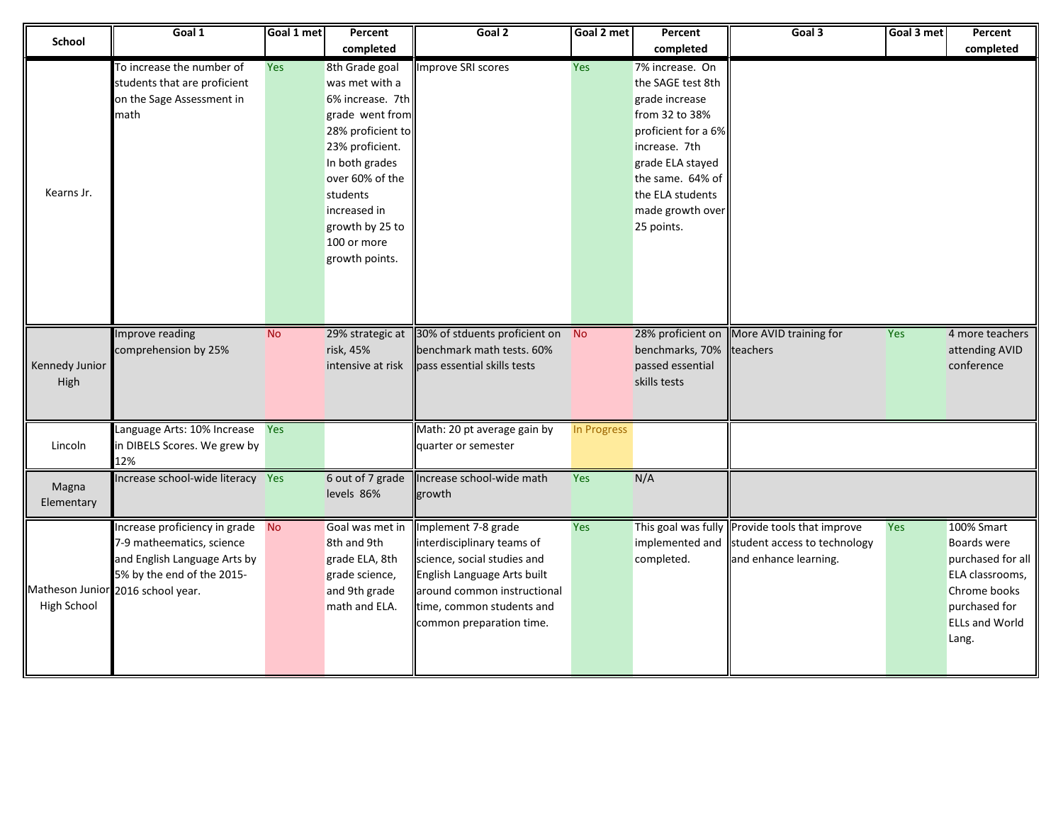| School | Goal 1 | Goal 1 met | Percent completed | Goal 2 | Goal 2 met | Percent completed | Goal 3 | Goal 3 met | Percent completed |
|---|---|---|---|---|---|---|---|---|---|
| Kearns Jr. | To increase the number of students that are proficient on the Sage Assessment in math | Yes | 8th Grade goal was met with a 6% increase. 7th grade went from 28% proficient to 23% proficient. In both grades over 60% of the students increased in growth by 25 to 100 or more growth points. | Improve SRI scores | Yes | 7% increase. On the SAGE test 8th grade increase from 32 to 38% proficient for a 6% increase. 7th grade ELA stayed the same. 64% of the ELA students made growth over 25 points. | | | |
| Kennedy Junior High | Improve reading comprehension by 25% | No | 29% strategic at risk, 45% intensive at risk | 30% of stduents proficient on benchmark math tests. 60% pass essential skills tests | No | 28% proficient on benchmarks, 70% passed essential skills tests | More AVID training for teachers | Yes | 4 more teachers attending AVID conference |
| Lincoln | Language Arts: 10% Increase in DIBELS Scores. We grew by 12% | Yes | | Math: 20 pt average gain by quarter or semester | In Progress | | | | |
| Magna Elementary | Increase school-wide literacy | Yes | 6 out of 7 grade levels 86% | Increase school-wide math growth | Yes | N/A | | | |
| Matheson Junior High School | Increase proficiency in grade 7-9 matheematics, science and English Language Arts by 5% by the end of the 2015-2016 school year. | No | Goal was met in 8th and 9th grade ELA, 8th grade science, and 9th grade math and ELA. | Implement 7-8 grade interdisciplinary teams of science, social studies and English Language Arts built around common instructional time, common students and common preparation time. | Yes | This goal was fully implemented and completed. | Provide tools that improve student access to technology and enhance learning. | Yes | 100% Smart Boards were purchased for all ELA classrooms, Chrome books purchased for ELLs and World Lang. |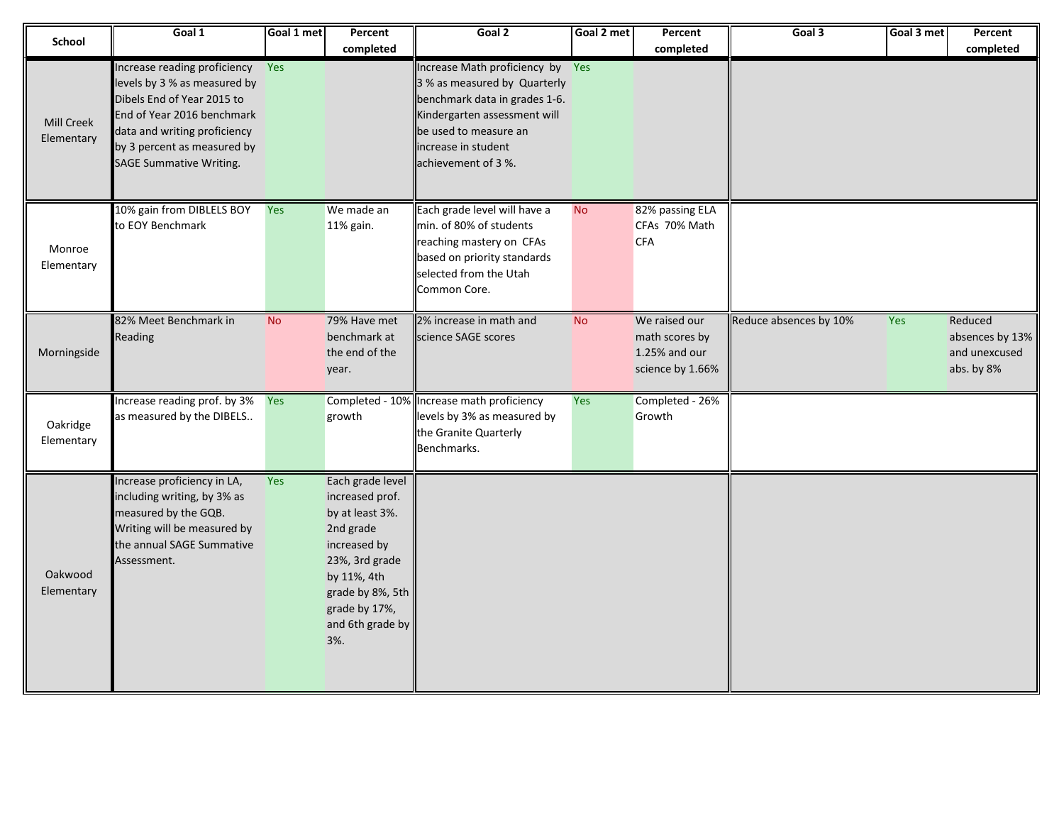| School | Goal 1 | Goal 1 met | Percent completed | Goal 2 | Goal 2 met | Percent completed | Goal 3 | Goal 3 met | Percent completed |
|---|---|---|---|---|---|---|---|---|---|
| Mill Creek Elementary | Increase reading proficiency levels by 3 % as measured by Dibels End of Year 2015 to End of Year 2016 benchmark data and writing proficiency by 3 percent as measured by SAGE Summative Writing. | Yes | | Increase Math proficiency by 3 % as measured by Quarterly benchmark data in grades 1-6. Kindergarten assessment will be used to measure an increase in student achievement of 3 %. | Yes | | | | |
| Monroe Elementary | 10% gain from DIBLELS BOY to EOY Benchmark | Yes | We made an 11% gain. | Each grade level will have a min. of 80% of students reaching mastery on CFAs based on priority standards selected from the Utah Common Core. | No | 82% passing ELA CFAs 70% Math CFA | | | |
| Morningside | 82% Meet Benchmark in Reading | No | 79% Have met benchmark at the end of the year. | 2% increase in math and science SAGE scores | No | We raised our math scores by 1.25% and our science by 1.66% | Reduce absences by 10% | Yes | Reduced absences by 13% and unexcused abs. by 8% |
| Oakridge Elementary | Increase reading prof. by 3% as measured by the DIBELS.. | Yes | Completed - 10% growth | Increase math proficiency levels by 3% as measured by the Granite Quarterly Benchmarks. | Yes | Completed - 26% Growth | | | |
| Oakwood Elementary | Increase proficiency in LA, including writing, by 3% as measured by the GQB. Writing will be measured by the annual SAGE Summative Assessment. | Yes | Each grade level increased prof. by at least 3%. 2nd grade increased by 23%, 3rd grade by 11%, 4th grade by 8%, 5th grade by 17%, and 6th grade by 3%. | | | | | | |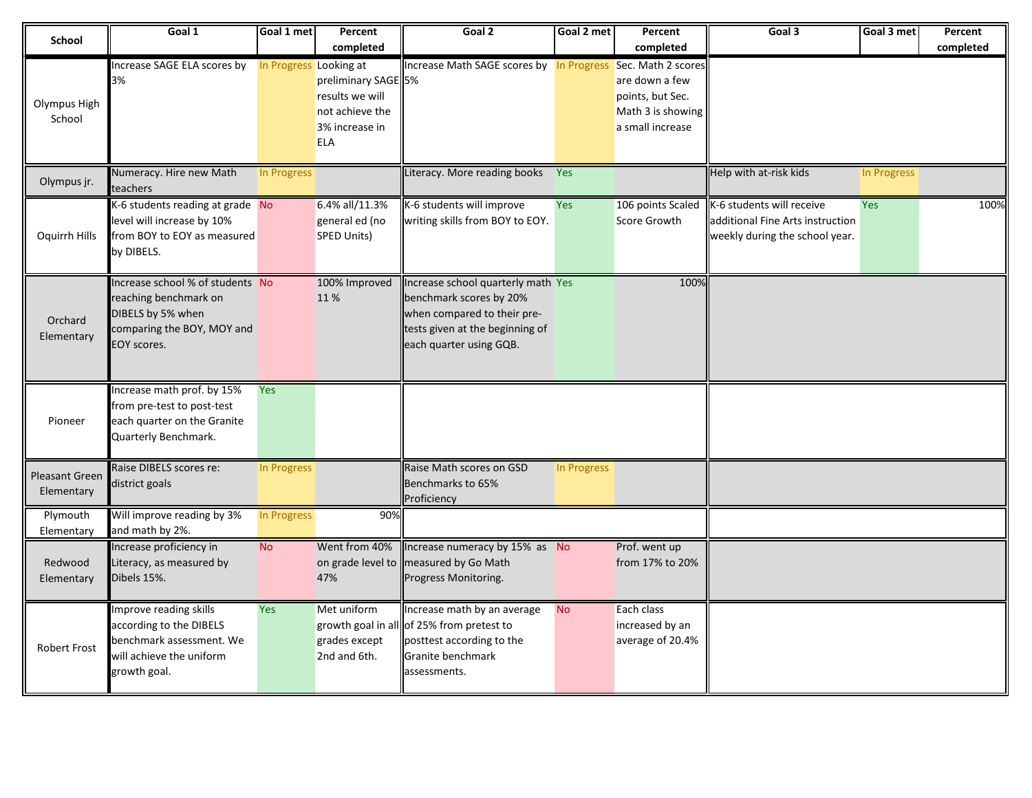| School | Goal 1 | Goal 1 met | Percent completed | Goal 2 | Goal 2 met | Percent completed | Goal 3 | Goal 3 met | Percent completed |
|---|---|---|---|---|---|---|---|---|---|
| Olympus High School | Increase SAGE ELA scores by 3% | In Progress | Looking at preliminary SAGE results we will not achieve the 3% increase in ELA | Increase Math SAGE scores by 5% | In Progress | Sec. Math 2 scores are down a few points, but Sec. Math 3 is showing a small increase | | | |
| Olympus jr. | Numeracy. Hire new Math teachers | In Progress | | Literacy. More reading books | Yes | | Help with at-risk kids | In Progress | |
| Oquirrh Hills | K-6 students reading at grade level will increase by 10% from BOY to EOY as measured by DIBELS. | No | 6.4% all/11.3% general ed (no SPED Units) | K-6 students will improve writing skills from BOY to EOY. | Yes | 106 points Scaled Score Growth | K-6 students will receive additional Fine Arts instruction weekly during the school year. | Yes | 100% |
| Orchard Elementary | Increase school % of students reaching benchmark on DIBELS by 5% when comparing the BOY, MOY and EOY scores. | No | 100% Improved 11 % | Increase school quarterly math benchmark scores by 20% when compared to their pre-tests given at the beginning of each quarter using GQB. | Yes | 100% | | | |
| Pioneer | Increase math prof. by 15% from pre-test to post-test each quarter on the Granite Quarterly Benchmark. | Yes | | | | | | | |
| Pleasant Green Elementary | Raise DIBELS scores re: district goals | In Progress | | Raise Math scores on GSD Benchmarks to 65% Proficiency | In Progress | | | | |
| Plymouth Elementary | Will improve reading by 3% and math by 2%. | In Progress | 90% | | | | | | |
| Redwood Elementary | Increase proficiency in Literacy, as measured by Dibels 15%. | No | Went from 40% on grade level to 47% | Increase numeracy by 15% as measured by Go Math Progress Monitoring. | No | Prof. went up from 17% to 20% | | | |
| Robert Frost | Improve reading skills according to the DIBELS benchmark assessment. We will achieve the uniform growth goal. | Yes | Met uniform growth goal in all grades except 2nd and 6th. | Increase math by an average of 25% from pretest to posttest according to the Granite benchmark assessments. | No | Each class increased by an average of 20.4% | | | |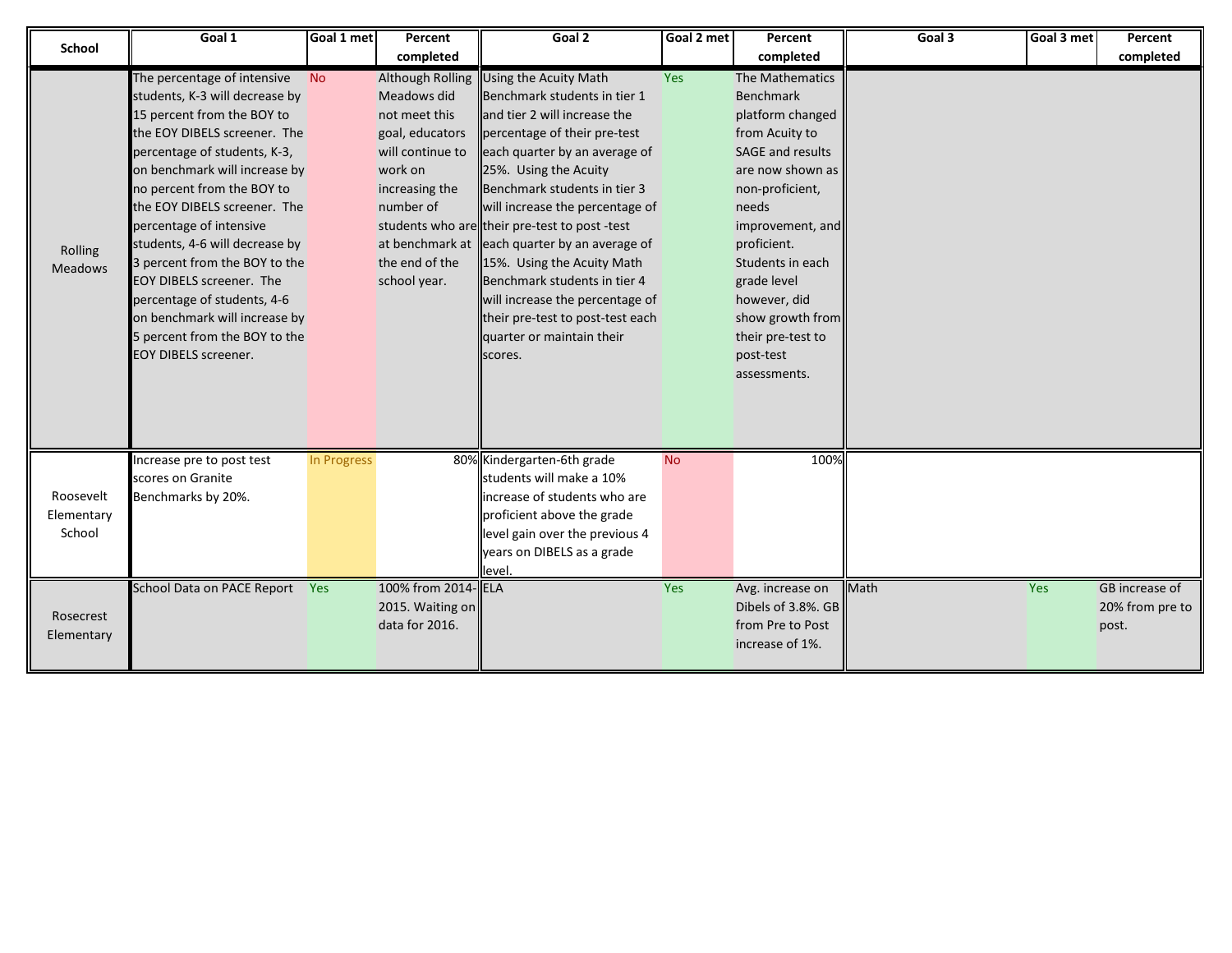| School | Goal 1 | Goal 1 met | Percent completed | Goal 2 | Goal 2 met | Percent completed | Goal 3 | Goal 3 met | Percent completed |
|---|---|---|---|---|---|---|---|---|---|
| Rolling Meadows | The percentage of intensive students, K-3 will decrease by 15 percent from the BOY to the EOY DIBELS screener. The percentage of students, K-3, on benchmark will increase by no percent from the BOY to the EOY DIBELS screener. The percentage of intensive students, 4-6 will decrease by 3 percent from the BOY to the EOY DIBELS screener. The percentage of students, 4-6 on benchmark will increase by 5 percent from the BOY to the EOY DIBELS screener. | No | Although Rolling Meadows did not meet this goal, educators will continue to work on increasing the number of students who are at benchmark at the end of the school year. | Using the Acuity Math Benchmark students in tier 1 and tier 2 will increase the percentage of their pre-test each quarter by an average of 25%. Using the Acuity Benchmark students in tier 3 will increase the percentage of their pre-test to post -test each quarter by an average of 15%. Using the Acuity Math Benchmark students in tier 4 will increase the percentage of their pre-test to post-test each quarter or maintain their scores. | Yes | The Mathematics Benchmark platform changed from Acuity to SAGE and results are now shown as non-proficient, needs improvement, and proficient. Students in each grade level however, did show growth from their pre-test to post-test assessments. | | | |
| Roosevelt Elementary School | Increase pre to post test scores on Granite Benchmarks by 20%. | In Progress | 80% | Kindergarten-6th grade students will make a 10% increase of students who are proficient above the grade level gain over the previous 4 years on DIBELS as a grade level. | No | 100% | | | |
| Rosecrest Elementary | School Data on PACE Report | Yes | 100% from 2014-2015. Waiting on data for 2016. | ELA | Yes | Avg. increase on Dibels of 3.8%. GB from Pre to Post increase of 1%. | Math | Yes | GB increase of 20% from pre to post. |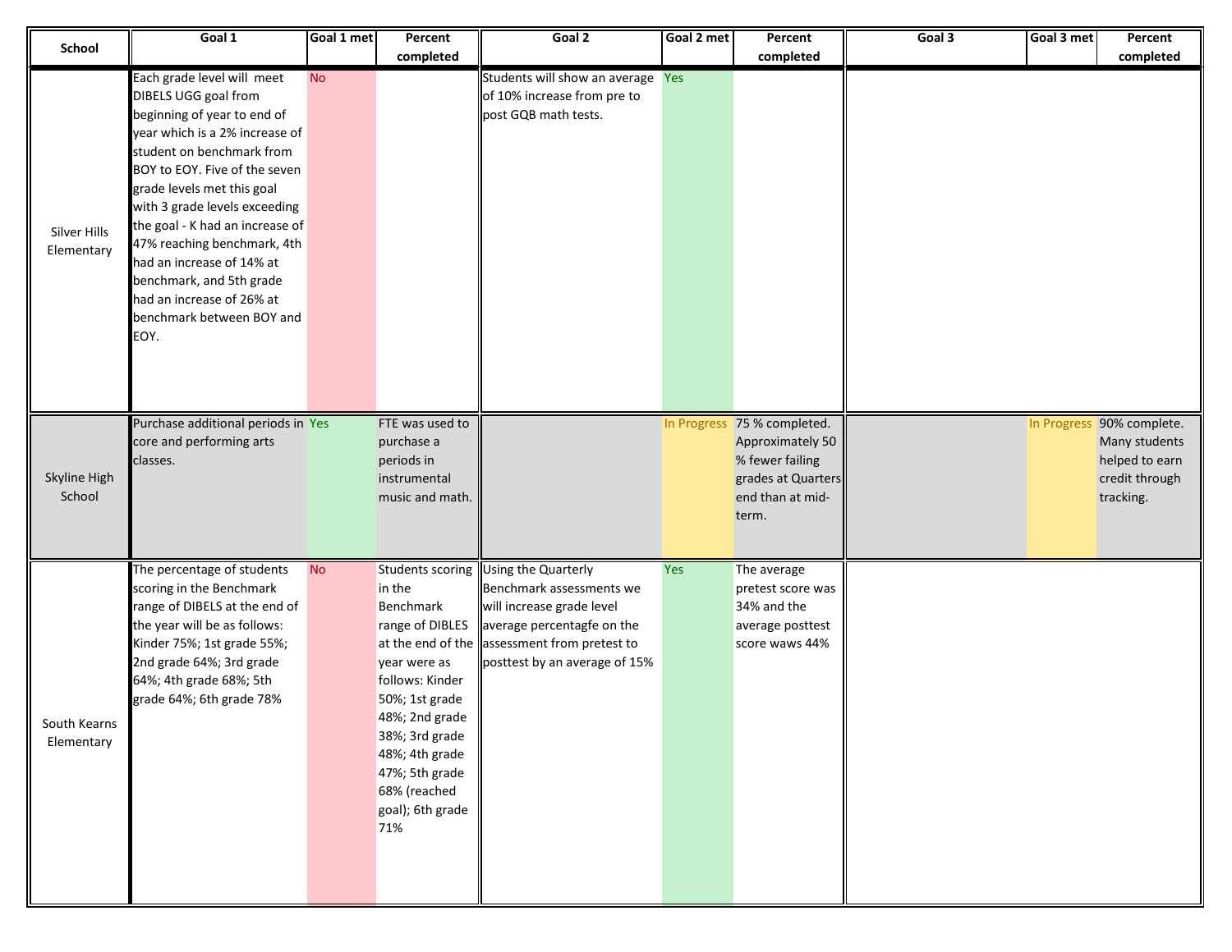| School | Goal 1 | Goal 1 met | Percent completed | Goal 2 | Goal 2 met | Percent completed | Goal 3 | Goal 3 met | Percent completed |
|---|---|---|---|---|---|---|---|---|---|
| Silver Hills Elementary | Each grade level will meet DIBELS UGG goal from beginning of year to end of year which is a 2% increase of student on benchmark from BOY to EOY. Five of the seven grade levels met this goal with 3 grade levels exceeding the goal - K had an increase of 47% reaching benchmark, 4th had an increase of 14% at benchmark, and 5th grade had an increase of 26% at benchmark between BOY and EOY. | No | | Students will show an average of 10% increase from pre to post GQB math tests. | Yes | | | | |
| Skyline High School | Purchase additional periods in core and performing arts classes. | Yes | FTE was used to purchase a periods in instrumental music and math. | | In Progress | 75 % completed. Approximately 50 % fewer failing grades at Quarters end than at mid-term. | | In Progress | 90% complete. Many students helped to earn credit through tracking. |
| South Kearns Elementary | The percentage of students scoring in the Benchmark range of DIBELS at the end of the year will be as follows: Kinder 75%; 1st grade 55%; 2nd grade 64%; 3rd grade 64%; 4th grade 68%; 5th grade 64%; 6th grade 78% | No | Students scoring in the Benchmark range of DIBLES at the end of the year were as follows: Kinder 50%; 1st grade 48%; 2nd grade 38%; 3rd grade 48%; 4th grade 47%; 5th grade 68% (reached goal); 6th grade 71% | Using the Quarterly Benchmark assessments we will increase grade level average percentagfe on the assessment from pretest to posttest by an average of 15% | Yes | The average pretest score was 34% and the average posttest score waws 44% | | | |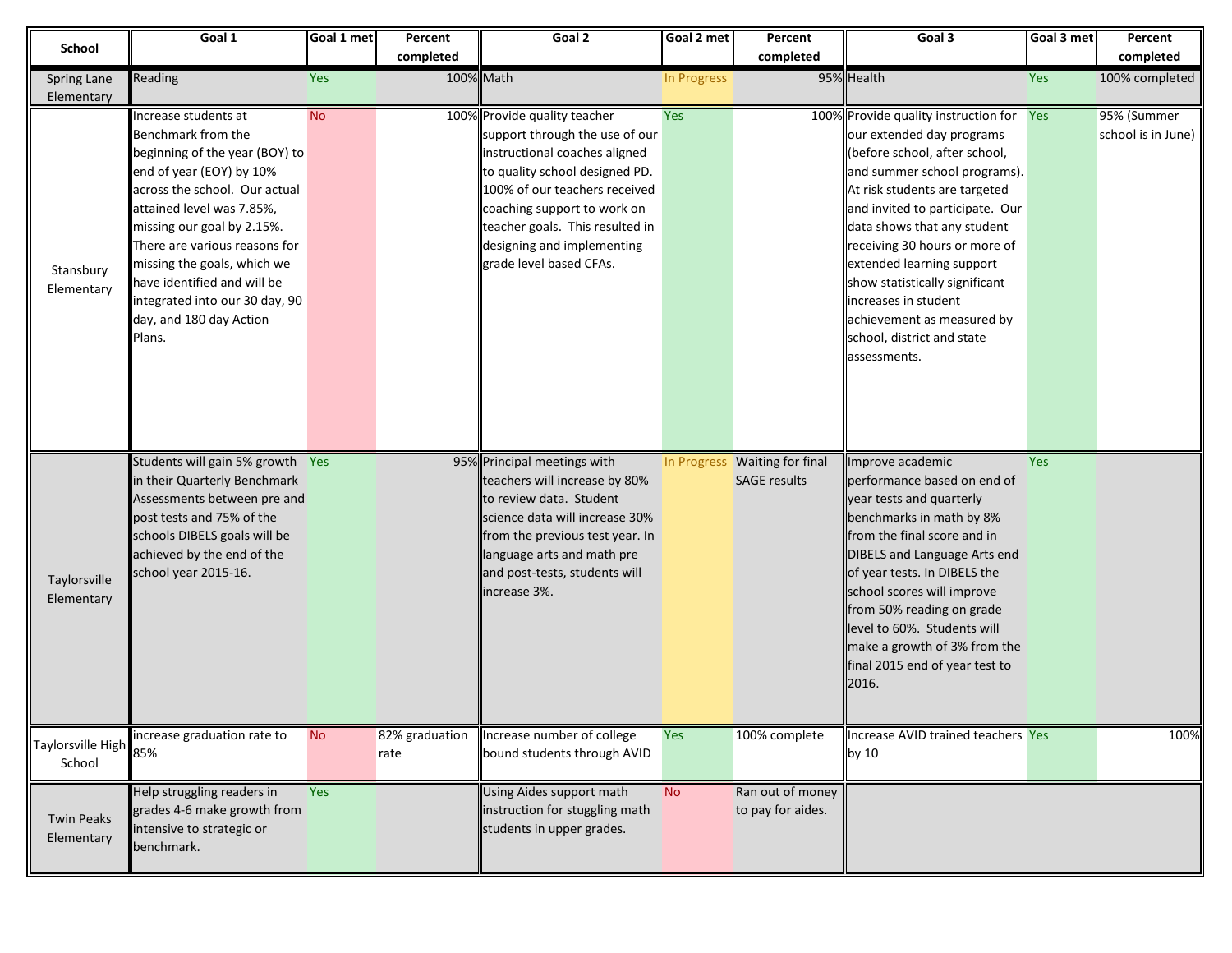| School | Goal 1 | Goal 1 met | Percent completed | Goal 2 | Goal 2 met | Percent completed | Goal 3 | Goal 3 met | Percent completed |
|---|---|---|---|---|---|---|---|---|---|
| Spring Lane Elementary | Reading | Yes | 100% | Math | In Progress | 95% | Health | Yes | 100% completed |
| Stansbury Elementary | Increase students at Benchmark from the beginning of the year (BOY) to end of year (EOY) by 10% across the school. Our actual attained level was 7.85%, missing our goal by 2.15%. There are various reasons for missing the goals, which we have identified and will be integrated into our 30 day, 90 day, and 180 day Action Plans. | No | 100% | Provide quality teacher support through the use of our instructional coaches aligned to quality school designed PD. 100% of our teachers received coaching support to work on teacher goals. This resulted in designing and implementing grade level based CFAs. | Yes | 100% | Provide quality instruction for our extended day programs (before school, after school, and summer school programs). At risk students are targeted and invited to participate. Our data shows that any student receiving 30 hours or more of extended learning support show statistically significant increases in student achievement as measured by school, district and state assessments. | Yes | 95% (Summer school is in June) |
| Taylorsville Elementary | Students will gain 5% growth in their Quarterly Benchmark Assessments between pre and post tests and 75% of the schools DIBELS goals will be achieved by the end of the school year 2015-16. | Yes | 95% | Principal meetings with teachers will increase by 80% to review data. Student science data will increase 30% from the previous test year. In language arts and math pre and post-tests, students will increase 3%. | In Progress | Waiting for final SAGE results | Improve academic performance based on end of year tests and quarterly benchmarks in math by 8% from the final score and in DIBELS and Language Arts end of year tests. In DIBELS the school scores will improve from 50% reading on grade level to 60%. Students will make a growth of 3% from the final 2015 end of year test to 2016. | Yes | |
| Taylorsville High School | increase graduation rate to 85% | No | 82% graduation rate | Increase number of college bound students through AVID | Yes | 100% complete | Increase AVID trained teachers by 10 | Yes | 100% |
| Twin Peaks Elementary | Help struggling readers in grades 4-6 make growth from intensive to strategic or benchmark. | Yes | | Using Aides support math instruction for stuggling math students in upper grades. | No | Ran out of money to pay for aides. | | | |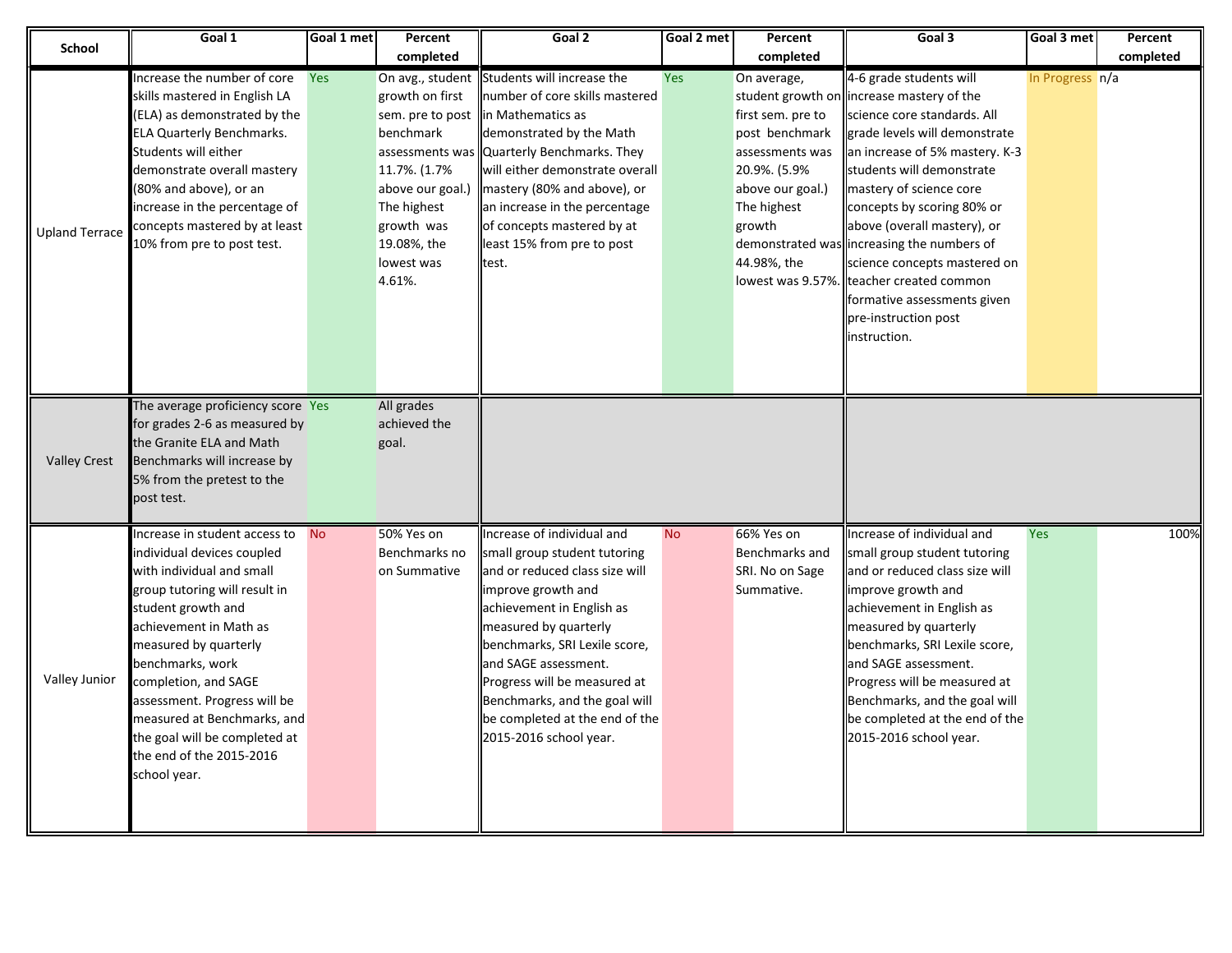| School | Goal 1 | Goal 1 met | Percent completed | Goal 2 | Goal 2 met | Percent completed | Goal 3 | Goal 3 met | Percent completed |
|---|---|---|---|---|---|---|---|---|---|
| Upland Terrace | Increase the number of core skills mastered in English LA (ELA) as demonstrated by the ELA Quarterly Benchmarks. Students will either demonstrate overall mastery (80% and above), or an increase in the percentage of concepts mastered by at least 10% from pre to post test. | Yes | On avg., student growth on first sem. pre to post benchmark assessments was 11.7%. (1.7% above our goal.) The highest growth was 19.08%, the lowest was 4.61%. | Students will increase the number of core skills mastered in Mathematics as demonstrated by the Math Quarterly Benchmarks. They will either demonstrate overall mastery (80% and above), or an increase in the percentage of concepts mastered by at least 15% from pre to post test. | Yes | On average, student growth on first sem. pre to post benchmark assessments was 20.9%. (5.9% above our goal.) The highest growth demonstrated was 44.98%, the lowest was 9.57%. | 4-6 grade students will increase mastery of the science core standards. All grade levels will demonstrate an increase of 5% mastery. K-3 students will demonstrate mastery of science core concepts by scoring 80% or above (overall mastery), or increasing the numbers of science concepts mastered on teacher created common formative assessments given pre-instruction post instruction. | In Progress | n/a |
| Valley Crest | The average proficiency score for grades 2-6 as measured by the Granite ELA and Math Benchmarks will increase by 5% from the pretest to the post test. | Yes | All grades achieved the goal. | | | | | | |
| Valley Junior | Increase in student access to individual devices coupled with individual and small group tutoring will result in student growth and achievement in Math as measured by quarterly benchmarks, work completion, and SAGE assessment. Progress will be measured at Benchmarks, and the goal will be completed at the end of the 2015-2016 school year. | No | 50% Yes on Benchmarks no on Summative | Increase of individual and small group student tutoring and or reduced class size will improve growth and achievement in English as measured by quarterly benchmarks, SRI Lexile score, and SAGE assessment. Progress will be measured at Benchmarks, and the goal will be completed at the end of the 2015-2016 school year. | No | 66% Yes on Benchmarks and SRI. No on Sage Summative. | Increase of individual and small group student tutoring and or reduced class size will improve growth and achievement in English as measured by quarterly benchmarks, SRI Lexile score, and SAGE assessment. Progress will be measured at Benchmarks, and the goal will be completed at the end of the 2015-2016 school year. | Yes | 100% |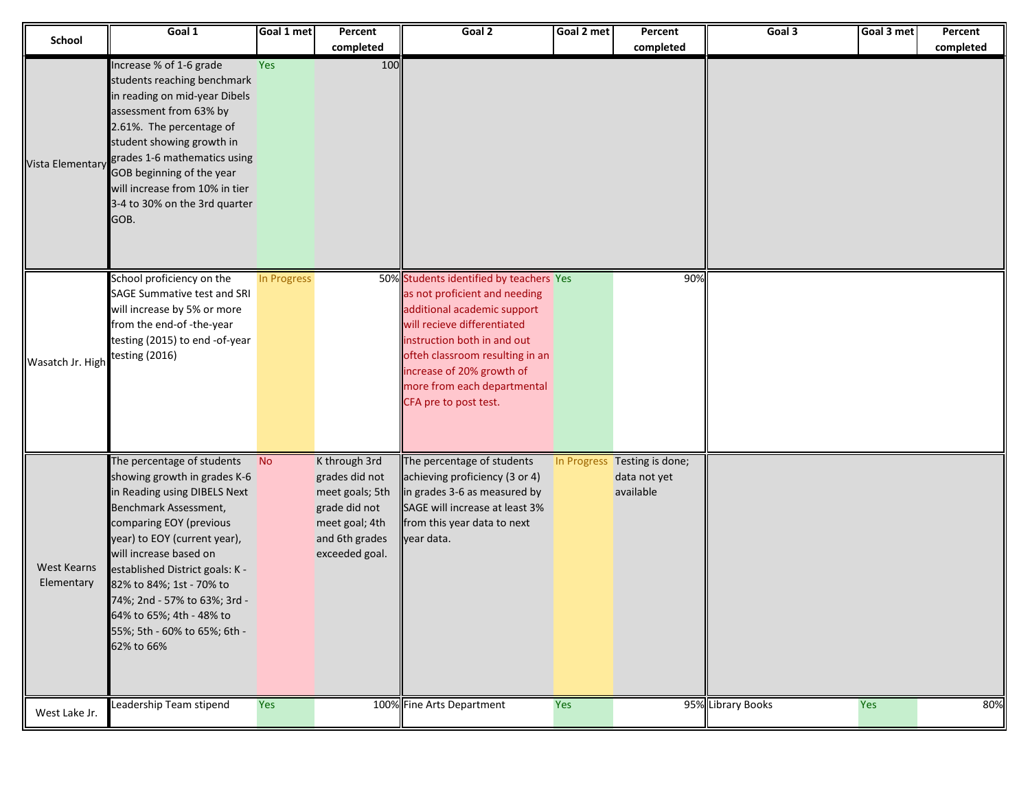| School | Goal 1 | Goal 1 met | Percent completed | Goal 2 | Goal 2 met | Percent completed | Goal 3 | Goal 3 met | Percent completed |
|---|---|---|---|---|---|---|---|---|---|
| Vista Elementary | Increase % of 1-6 grade students reaching benchmark in reading on mid-year Dibels assessment from 63% by 2.61%. The percentage of student showing growth in grades 1-6 mathematics using GOB beginning of the year will increase from 10% in tier 3-4 to 30% on the 3rd quarter GOB. | Yes | 100 | | | | | | |
| Wasatch Jr. High | School proficiency on the SAGE Summative test and SRI will increase by 5% or more from the end-of -the-year testing (2015) to end -of-year testing (2016) | In Progress | 50% | Students identified by teachers as not proficient and needing additional academic support will recieve differentiated instruction both in and out ofteh classroom resulting in an increase of 20% growth of more from each departmental CFA pre to post test. | Yes | 90% | | | |
| West Kearns Elementary | The percentage of students showing growth in grades K-6 in Reading using DIBELS Next Benchmark Assessment, comparing EOY (previous year) to EOY (current year), will increase based on established District goals: K - 82% to 84%; 1st - 70% to 74%; 2nd - 57% to 63%; 3rd - 64% to 65%; 4th - 48% to 55%; 5th - 60% to 65%; 6th - 62% to 66% | No | K through 3rd grades did not meet goals; 5th grade did not meet goal; 4th and 6th grades exceeded goal. | The percentage of students achieving proficiency (3 or 4) in grades 3-6 as measured by SAGE will increase at least 3% from this year data to next year data. | In Progress | Testing is done; data not yet available | | | |
| West Lake Jr. | Leadership Team stipend | Yes | 100% | Fine Arts Department | Yes | 95% | Library Books | Yes | 80% |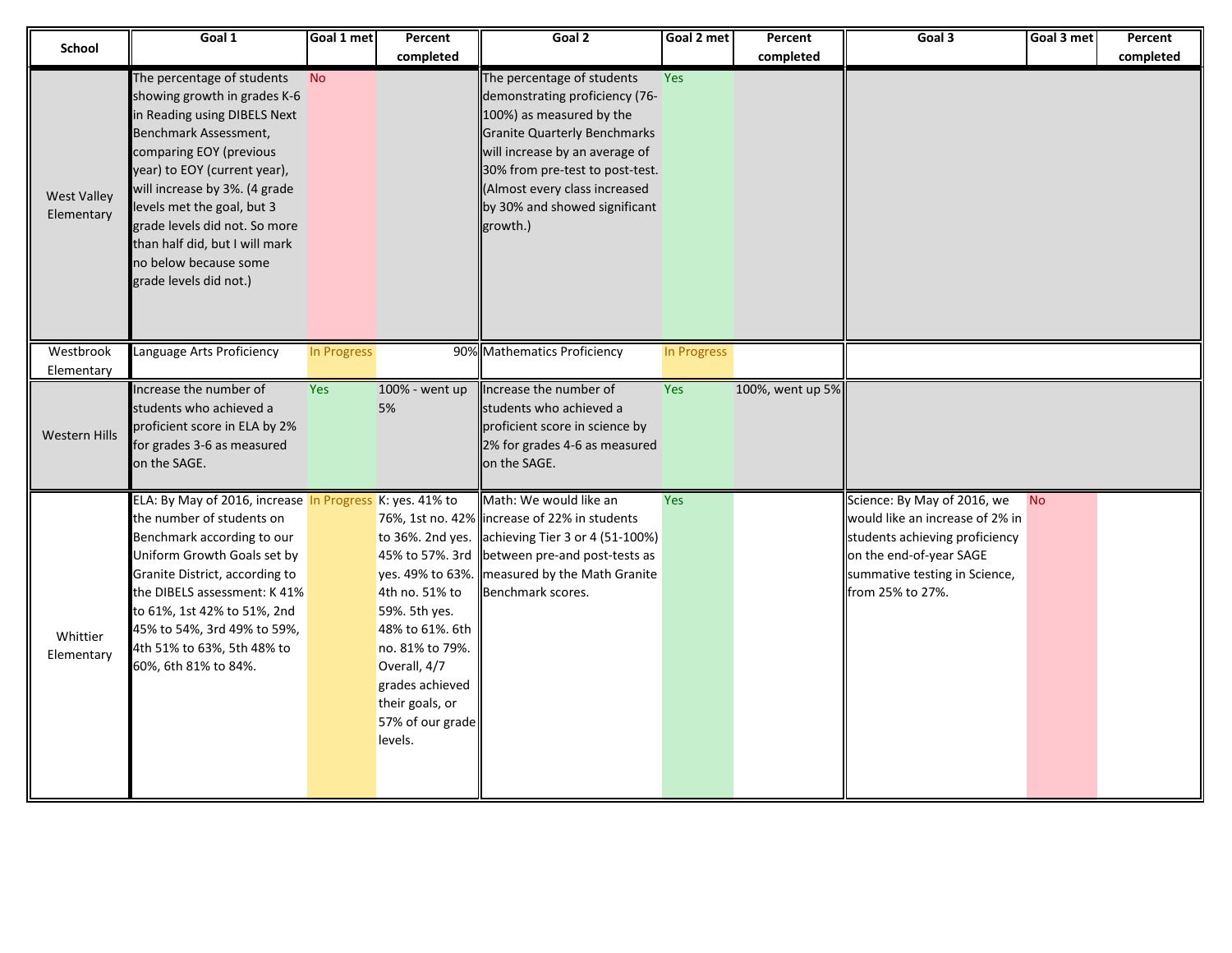| School | Goal 1 | Goal 1 met | Percent completed | Goal 2 | Goal 2 met | Percent completed | Goal 3 | Goal 3 met | Percent completed |
|---|---|---|---|---|---|---|---|---|---|
| West Valley Elementary | The percentage of students showing growth in grades K-6 in Reading using DIBELS Next Benchmark Assessment, comparing EOY (previous year) to EOY (current year), will increase by 3%. (4 grade levels met the goal, but 3 grade levels did not. So more than half did, but I will mark no below because some grade levels did not.) | No | | The percentage of students demonstrating proficiency (76-100%) as measured by the Granite Quarterly Benchmarks will increase by an average of 30% from pre-test to post-test. (Almost every class increased by 30% and showed significant growth.) | Yes | | | | |
| Westbrook Elementary | Language Arts Proficiency | In Progress | 90% | Mathematics Proficiency | In Progress | | | | |
| Western Hills | Increase the number of students who achieved a proficient score in ELA by 2% for grades 3-6 as measured on the SAGE. | Yes | 100% - went up 5% | Increase the number of students who achieved a proficient score in science by 2% for grades 4-6 as measured on the SAGE. | Yes | 100%, went up 5% | | | |
| Whittier Elementary | ELA: By May of 2016, increase the number of students on Benchmark according to our Uniform Growth Goals set by Granite District, according to the DIBELS assessment: K 41% to 61%, 1st 42% to 51%, 2nd 45% to 54%, 3rd 49% to 59%, 4th 51% to 63%, 5th 48% to 60%, 6th 81% to 84%. | In Progress | K: yes. 41% to 76%, 1st no. 42% to 36%. 2nd yes. 45% to 57%. 3rd yes. 49% to 63%. 4th no. 51% to 59%. 5th yes. 48% to 61%. 6th no. 81% to 79%. Overall, 4/7 grades achieved their goals, or 57% of our grade levels. | Math: We would like an increase of 22% in students achieving Tier 3 or 4 (51-100%) between pre-and post-tests as measured by the Math Granite Benchmark scores. | Yes | | Science: By May of 2016, we would like an increase of 2% in students achieving proficiency on the end-of-year SAGE summative testing in Science, from 25% to 27%. | No | |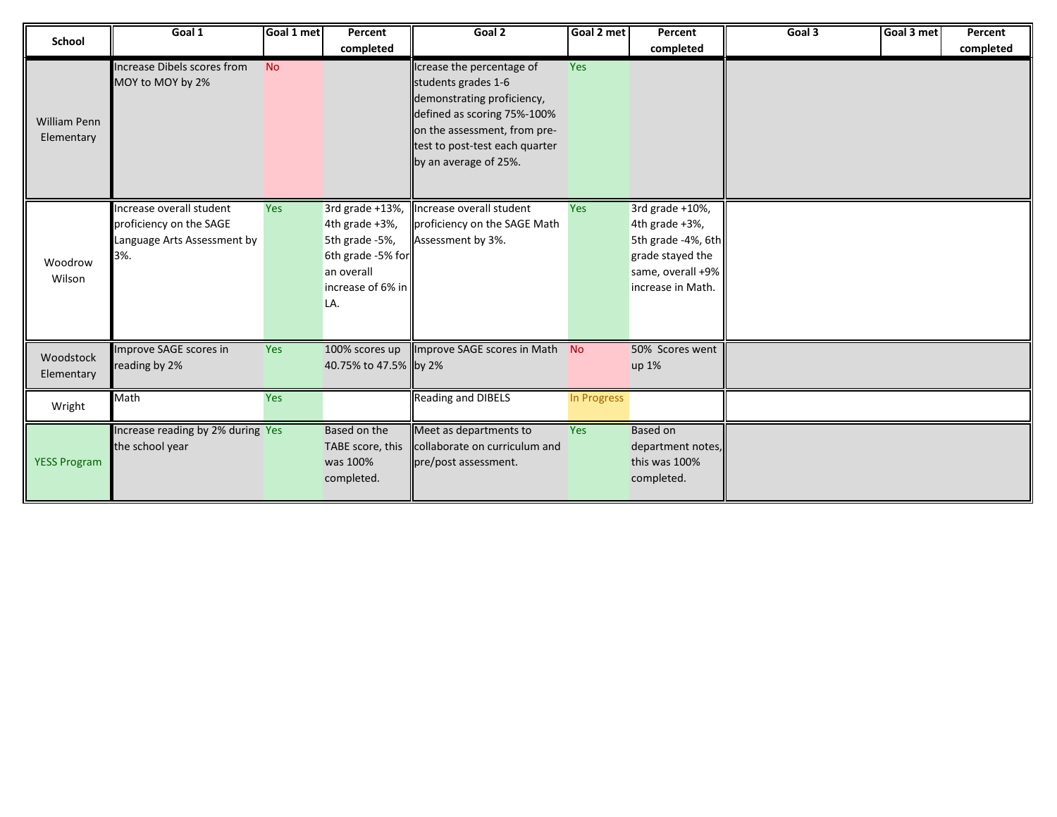| School | Goal 1 | Goal 1 met | Percent completed | Goal 2 | Goal 2 met | Percent completed | Goal 3 | Goal 3 met | Percent completed |
|---|---|---|---|---|---|---|---|---|---|
| William Penn Elementary | Increase Dibels scores from MOY to MOY by 2% | No | | Icrease the percentage of students grades 1-6 demonstrating proficiency, defined as scoring 75%-100% on the assessment, from pre-test to post-test each quarter by an average of 25%. | Yes | | | | |
| Woodrow Wilson | Increase overall student proficiency on the SAGE Language Arts Assessment by 3%. | Yes | 3rd grade +13%, 4th grade +3%, 5th grade -5%, 6th grade -5% for an overall increase of 6% in LA. | Increase overall student proficiency on the SAGE Math Assessment by 3%. | Yes | 3rd grade +10%, 4th grade +3%, 5th grade -4%, 6th grade stayed the same, overall +9% increase in Math. | | | |
| Woodstock Elementary | Improve SAGE scores in reading by 2% | Yes | 100% scores up 40.75% to 47.5% | Improve SAGE scores in Math by 2% | No | 50% Scores went up 1% | | | |
| Wright | Math | Yes | | Reading and DIBELS | In Progress | | | | |
| YESS Program | Increase reading by 2% during the school year | Yes | Based on the TABE score, this was 100% completed. | Meet as departments to collaborate on curriculum and pre/post assessment. | Yes | Based on department notes, this was 100% completed. | | | |